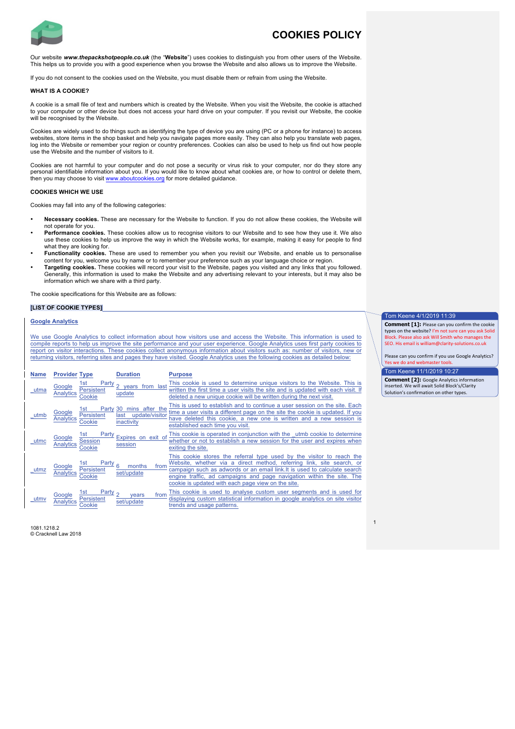# COOKIES POLICY

Our website ***www.thepackshotpeople.co.uk*** (the "**Website**") uses cookies to distinguish you from other users of the Website. This helps us to provide you with a good experience when you browse the Website and also allows us to improve the Website.

If you do not consent to the cookies used on the Website, you must disable them or refrain from using the Website.

**WHAT IS A COOKIE?**

A cookie is a small file of text and numbers which is created by the Website. When you visit the Website, the cookie is attached to your computer or other device but does not access your hard drive on your computer. If you revisit our Website, the cookie will be recognised by the Website.

Cookies are widely used to do things such as identifying the type of device you are using (PC or a phone for instance) to access websites, store items in the shop basket and help you navigate pages more easily. They can also help you translate web pages, log into the Website or remember your region or country preferences. Cookies can also be used to help us find out how people use the Website and the number of visitors to it.

Cookies are not harmful to your computer and do not pose a security or virus risk to your computer, nor do they store any personal identifiable information about you. If you would like to know about what cookies are, or how to control or delete them, then you may choose to visit www.aboutcookies.org for more detailed guidance.

**COOKIES WHICH WE USE**

Cookies may fall into any of the following categories:

- **Necessary cookies.** These are necessary for the Website to function. If you do not allow these cookies, the Website will not operate for you.
- **Performance cookies.** These cookies allow us to recognise visitors to our Website and to see how they use it. We also use these cookies to help us improve the way in which the Website works, for example, making it easy for people to find what they are looking for.
- **Functionality cookies.** These are used to remember you when you revisit our Website, and enable us to personalise content for you, welcome you by name or to remember your preference such as your language choice or region.
- **Targeting cookies.** These cookies will record your visit to the Website, pages you visited and any links that you followed. Generally, this information is used to make the Website and any advertising relevant to your interests, but it may also be information which we share with a third party.

The cookie specifications for this Website are as follows:

**[LIST OF COOKIE TYPES]**

**Google Analytics**

We use Google Analytics to collect information about how visitors use and access the Website. This information is used to compile reports to help us improve the site performance and your user experience. Google Analytics uses first party cookies to report on visitor interactions. These cookies collect anonymous information about visitors such as: number of visitors, new or returning visitors, referring sites and pages they have visited. Google Analytics uses the following cookies as detailed below:

| Name | Provider | Type | Duration | Purpose |
|---|---|---|---|---|
| _utma | Google Analytics | 1st Party Persistent Cookie | 2 years from last update | This cookie is used to determine unique visitors to the Website. This is written the first time a user visits the site and is updated with each visit. If deleted a new unique cookie will be written during the next visit. |
| _utmb | Google Analytics | 1st Party Persistent Cookie | 30 mins after the last update/visitor inactivity | This is used to establish and to continue a user session on the site. Each time a user visits a different page on the site the cookie is updated. If you have deleted this cookie, a new one is written and a new session is established each time you visit. |
| _utmc | Google Analytics | 1st Party Session Cookie | Expires on exit of session | This cookie is operated in conjunction with the _utmb cookie to determine whether or not to establish a new session for the user and expires when exiting the site. |
| _utmz | Google Analytics | 1st Party Persistent Cookie | 6 months from set/update | This cookie stores the referral type used by the visitor to reach the Website, whether via a direct method, referring link, site search, or campaign such as adwords or an email link.It is used to calculate search engine traffic, ad campaigns and page navigation within the site. The cookie is updated with each page view on the site. |
| _utmv | Google Analytics | 1st Party Persistent Cookie | 2 years from set/update | This cookie is used to analyse custom user segments and is used for displaying custom statistical information in google analytics on site visitor trends and usage patterns. |

1081.1218.2
© Cracknell Law 2018

Tom Keene 4/1/2019 11:39
**Comment [1]:** Please can you confirm the cookie types on the website? I'm not sure can you ask Solid Block. Please also ask Will Smith who manages the SEO. His email is william@clarity-solutions.co.uk

Please can you confirm if you use Google Analytics? Yes we do and webmaster tools.

Tom Keene 11/1/2019 10:27
**Comment [2]:** Google Analytics information inserted. We will await Solid Block's/Clarity Solution's confirmation on other types.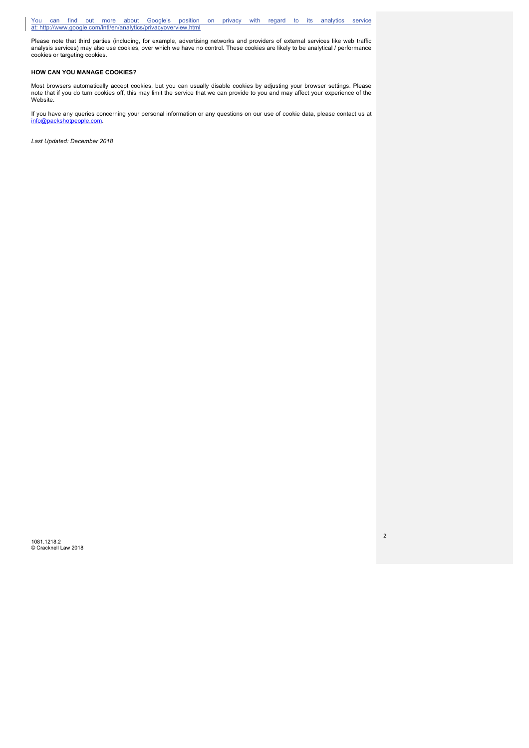You can find out more about Google's position on privacy with regard to its analytics service at: http://www.google.com/intl/en/analytics/privacyoverview.html

Please note that third parties (including, for example, advertising networks and providers of external services like web traffic analysis services) may also use cookies, over which we have no control. These cookies are likely to be analytical / performance cookies or targeting cookies.

**HOW CAN YOU MANAGE COOKIES?**

Most browsers automatically accept cookies, but you can usually disable cookies by adjusting your browser settings. Please note that if you do turn cookies off, this may limit the service that we can provide to you and may affect your experience of the Website.

If you have any queries concerning your personal information or any questions on our use of cookie data, please contact us at info@packshotpeople.com.

*Last Updated: December 2018*

1081.1218.2
© Cracknell Law 2018